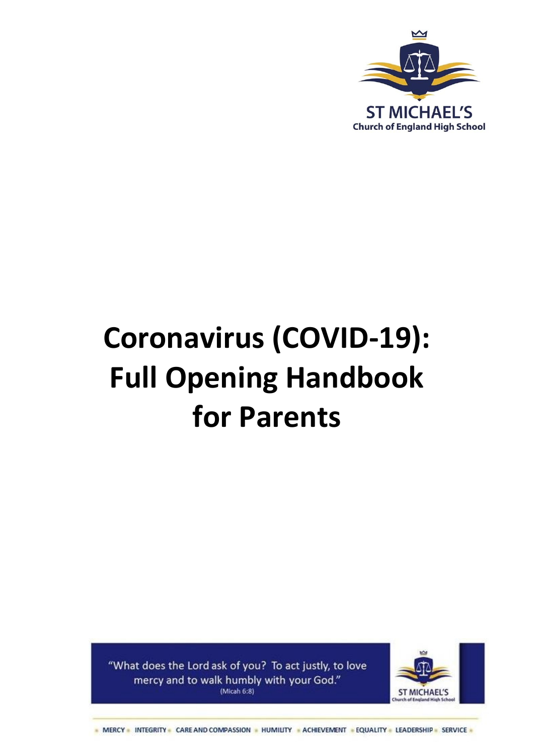ST MICHAEL'S
Church of England High School

# Coronavirus (COVID-19): Full Opening Handbook for Parents

"What does the Lord ask of you? To act justly, to love mercy and to walk humbly with your God."
(Micah 6:8)

ST MICHAEL'S
Church of England High School

MERCY • INTEGRITY • CARE AND COMPASSION • HUMILITY • ACHIEVEMENT • EQUALITY • LEADERSHIP • SERVICE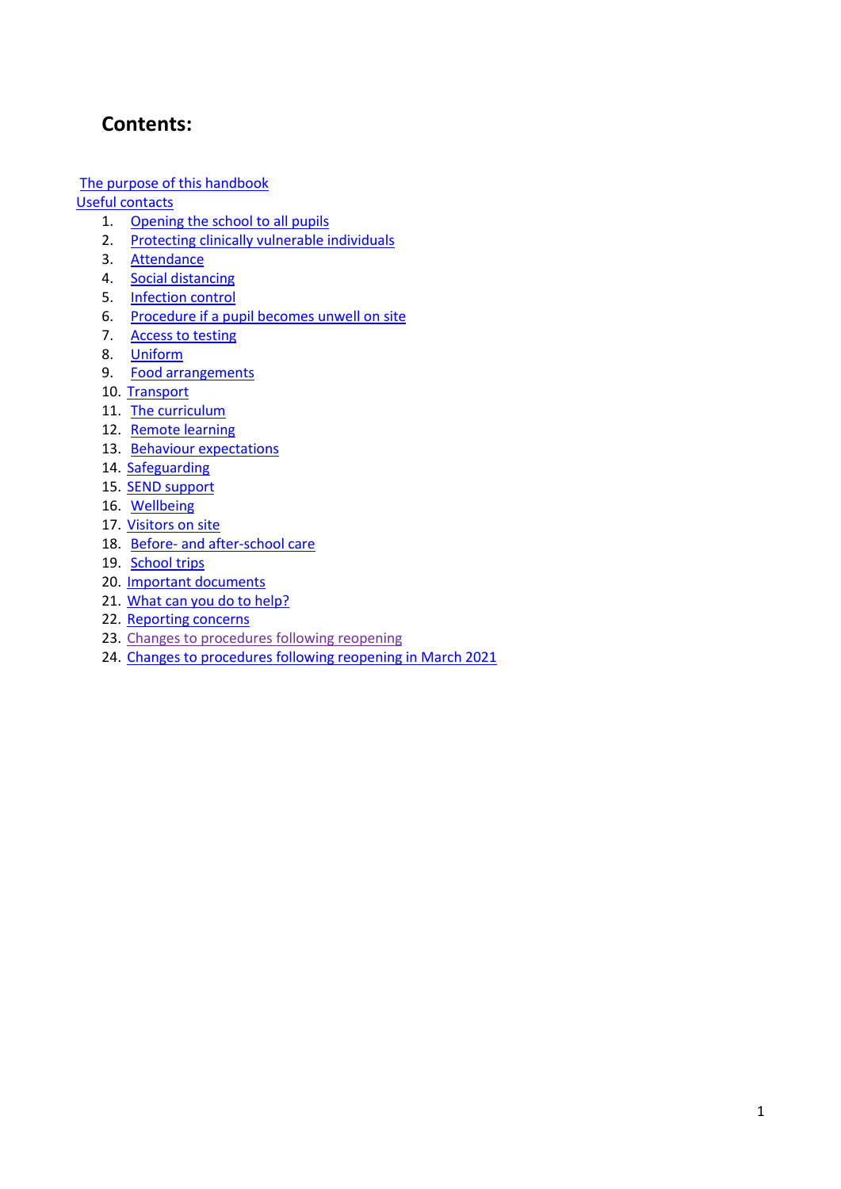## Contents:

The purpose of this handbook

Useful contacts

1. Opening the school to all pupils
2. Protecting clinically vulnerable individuals
3. Attendance
4. Social distancing
5. Infection control
6. Procedure if a pupil becomes unwell on site
7. Access to testing
8. Uniform
9. Food arrangements
10. Transport
11. The curriculum
12. Remote learning
13. Behaviour expectations
14. Safeguarding
15. SEND support
16. Wellbeing
17. Visitors on site
18. Before- and after-school care
19. School trips
20. Important documents
21. What can you do to help?
22. Reporting concerns
23. Changes to procedures following reopening
24. Changes to procedures following reopening in March 2021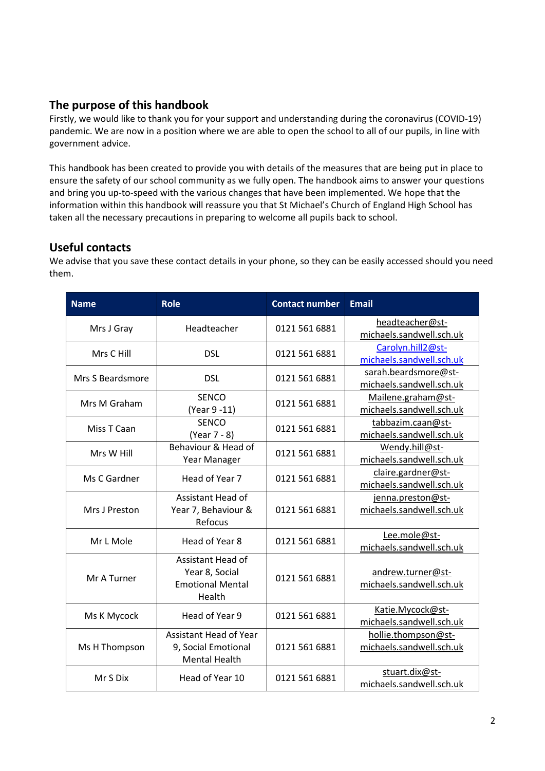## The purpose of this handbook

Firstly, we would like to thank you for your support and understanding during the coronavirus (COVID-19) pandemic. We are now in a position where we are able to open the school to all of our pupils, in line with government advice.

This handbook has been created to provide you with details of the measures that are being put in place to ensure the safety of our school community as we fully open. The handbook aims to answer your questions and bring you up-to-speed with the various changes that have been implemented. We hope that the information within this handbook will reassure you that St Michael's Church of England High School has taken all the necessary precautions in preparing to welcome all pupils back to school.

## Useful contacts

We advise that you save these contact details in your phone, so they can be easily accessed should you need them.

| Name | Role | Contact number | Email |
|---|---|---|---|
| Mrs J Gray | Headteacher | 0121 561 6881 | headteacher@st-michaels.sandwell.sch.uk |
| Mrs C Hill | DSL | 0121 561 6881 | Carolyn.hill2@st-michaels.sandwell.sch.uk |
| Mrs S Beardsmore | DSL | 0121 561 6881 | sarah.beardsmore@st-michaels.sandwell.sch.uk |
| Mrs M Graham | SENCO (Year 9 -11) | 0121 561 6881 | Mailene.graham@st-michaels.sandwell.sch.uk |
| Miss T Caan | SENCO (Year 7 - 8) | 0121 561 6881 | tabbazim.caan@st-michaels.sandwell.sch.uk |
| Mrs W Hill | Behaviour & Head of Year Manager | 0121 561 6881 | Wendy.hill@st-michaels.sandwell.sch.uk |
| Ms C Gardner | Head of Year 7 | 0121 561 6881 | claire.gardner@st-michaels.sandwell.sch.uk |
| Mrs J Preston | Assistant Head of Year 7, Behaviour & Refocus | 0121 561 6881 | jenna.preston@st-michaels.sandwell.sch.uk |
| Mr L Mole | Head of Year 8 | 0121 561 6881 | Lee.mole@st-michaels.sandwell.sch.uk |
| Mr A Turner | Assistant Head of Year 8, Social Emotional Mental Health | 0121 561 6881 | andrew.turner@st-michaels.sandwell.sch.uk |
| Ms K Mycock | Head of Year 9 | 0121 561 6881 | Katie.Mycock@st-michaels.sandwell.sch.uk |
| Ms H Thompson | Assistant Head of Year 9, Social Emotional Mental Health | 0121 561 6881 | hollie.thompson@st-michaels.sandwell.sch.uk |
| Mr S Dix | Head of Year 10 | 0121 561 6881 | stuart.dix@st-michaels.sandwell.sch.uk |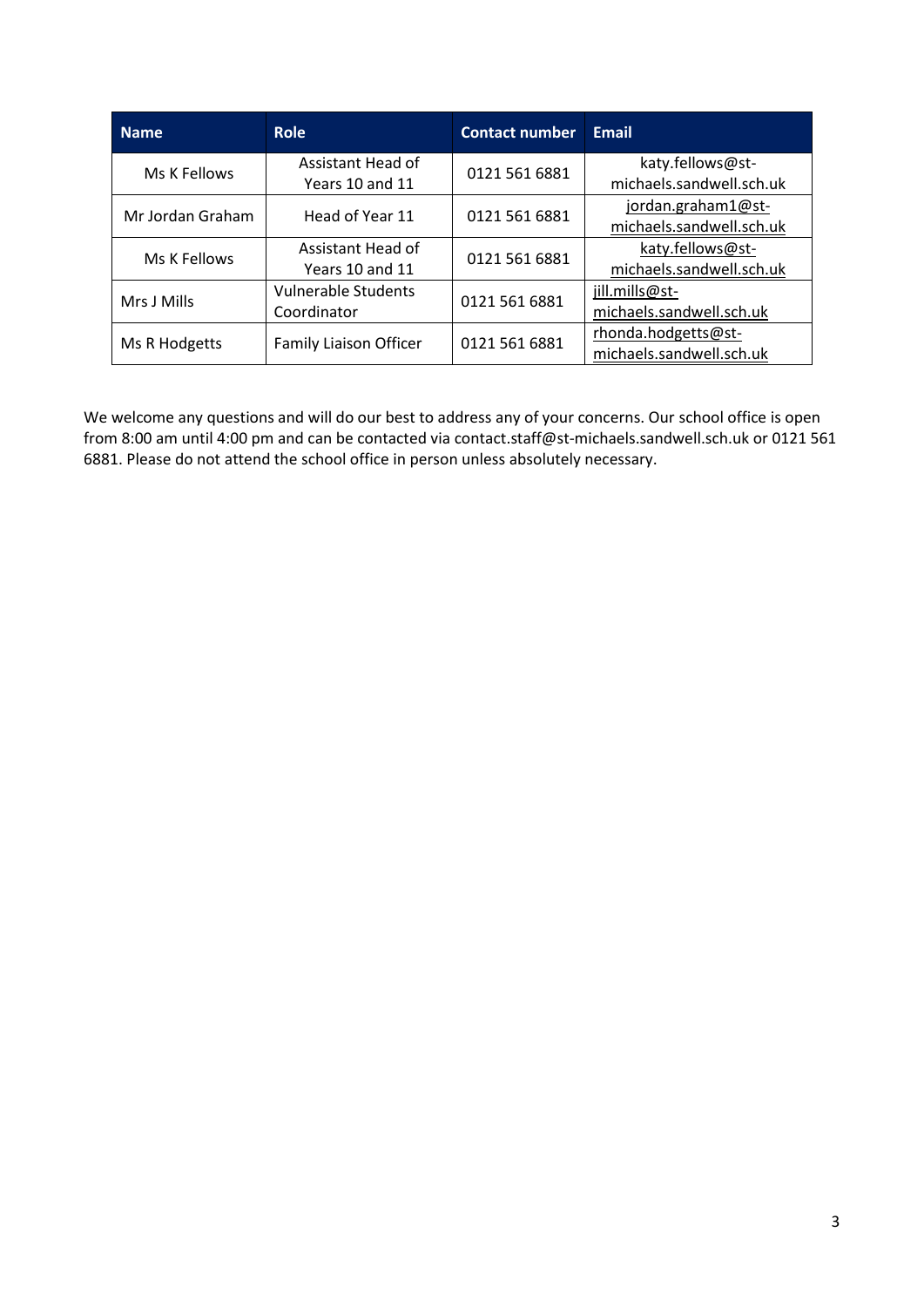| Name | Role | Contact number | Email |
|---|---|---|---|
| Ms K Fellows | Assistant Head of Years 10 and 11 | 0121 561 6881 | katy.fellows@st-michaels.sandwell.sch.uk |
| Mr Jordan Graham | Head of Year 11 | 0121 561 6881 | jordan.graham1@st-michaels.sandwell.sch.uk |
| Ms K Fellows | Assistant Head of Years 10 and 11 | 0121 561 6881 | katy.fellows@st-michaels.sandwell.sch.uk |
| Mrs J Mills | Vulnerable Students Coordinator | 0121 561 6881 | jill.mills@st-michaels.sandwell.sch.uk |
| Ms R Hodgetts | Family Liaison Officer | 0121 561 6881 | rhonda.hodgetts@st-michaels.sandwell.sch.uk |

We welcome any questions and will do our best to address any of your concerns. Our school office is open from 8:00 am until 4:00 pm and can be contacted via contact.staff@st-michaels.sandwell.sch.uk or 0121 561 6881. Please do not attend the school office in person unless absolutely necessary.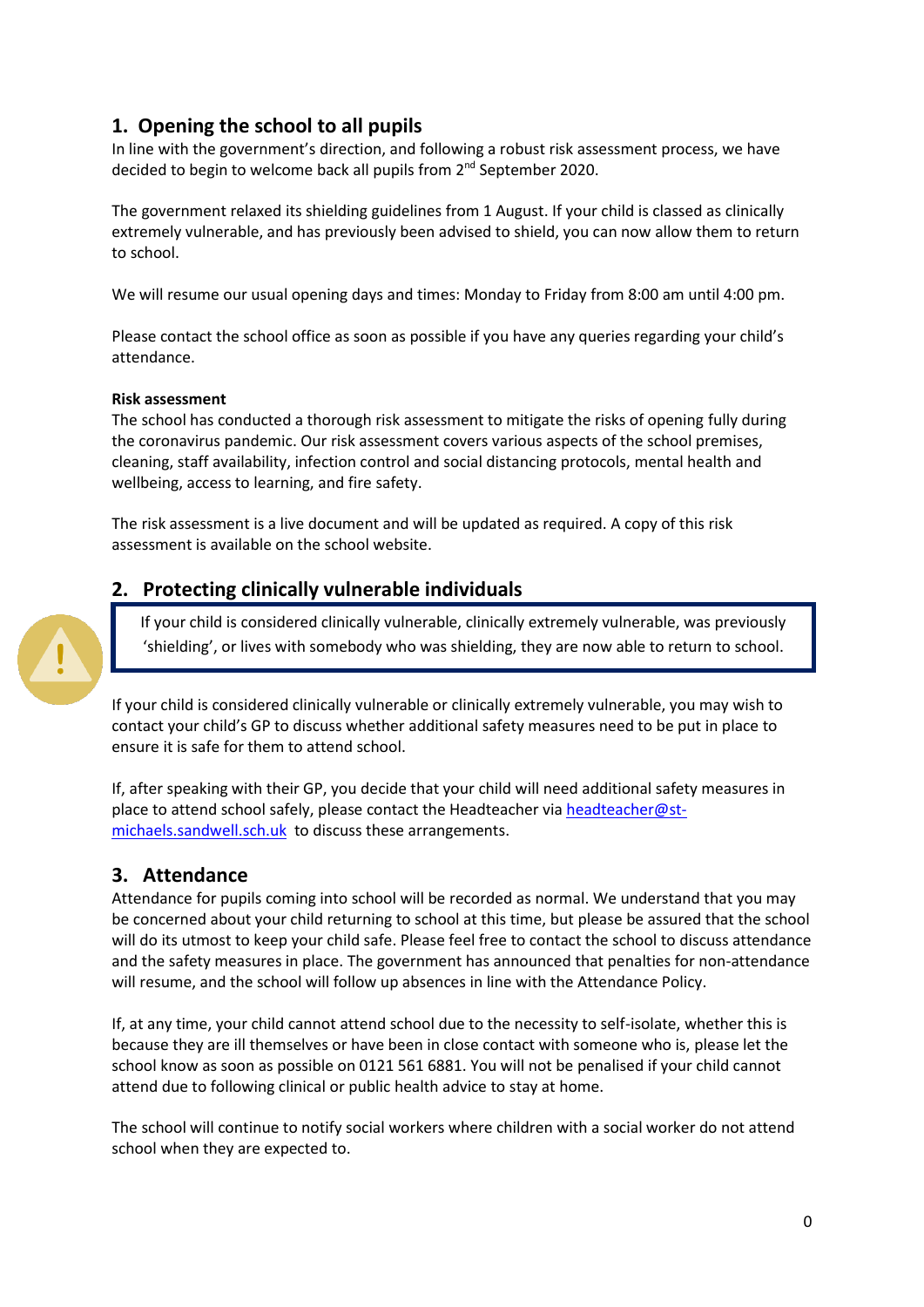## 1. Opening the school to all pupils

In line with the government's direction, and following a robust risk assessment process, we have decided to begin to welcome back all pupils from 2nd September 2020.

The government relaxed its shielding guidelines from 1 August. If your child is classed as clinically extremely vulnerable, and has previously been advised to shield, you can now allow them to return to school.

We will resume our usual opening days and times: Monday to Friday from 8:00 am until 4:00 pm.

Please contact the school office as soon as possible if you have any queries regarding your child's attendance.

**Risk assessment**

The school has conducted a thorough risk assessment to mitigate the risks of opening fully during the coronavirus pandemic. Our risk assessment covers various aspects of the school premises, cleaning, staff availability, infection control and social distancing protocols, mental health and wellbeing, access to learning, and fire safety.

The risk assessment is a live document and will be updated as required. A copy of this risk assessment is available on the school website.

## 2. Protecting clinically vulnerable individuals

> If your child is considered clinically vulnerable, clinically extremely vulnerable, was previously 'shielding', or lives with somebody who was shielding, they are now able to return to school.

If your child is considered clinically vulnerable or clinically extremely vulnerable, you may wish to contact your child's GP to discuss whether additional safety measures need to be put in place to ensure it is safe for them to attend school.

If, after speaking with their GP, you decide that your child will need additional safety measures in place to attend school safely, please contact the Headteacher via headteacher@st-michaels.sandwell.sch.uk to discuss these arrangements.

## 3. Attendance

Attendance for pupils coming into school will be recorded as normal. We understand that you may be concerned about your child returning to school at this time, but please be assured that the school will do its utmost to keep your child safe. Please feel free to contact the school to discuss attendance and the safety measures in place. The government has announced that penalties for non-attendance will resume, and the school will follow up absences in line with the Attendance Policy.

If, at any time, your child cannot attend school due to the necessity to self-isolate, whether this is because they are ill themselves or have been in close contact with someone who is, please let the school know as soon as possible on 0121 561 6881. You will not be penalised if your child cannot attend due to following clinical or public health advice to stay at home.

The school will continue to notify social workers where children with a social worker do not attend school when they are expected to.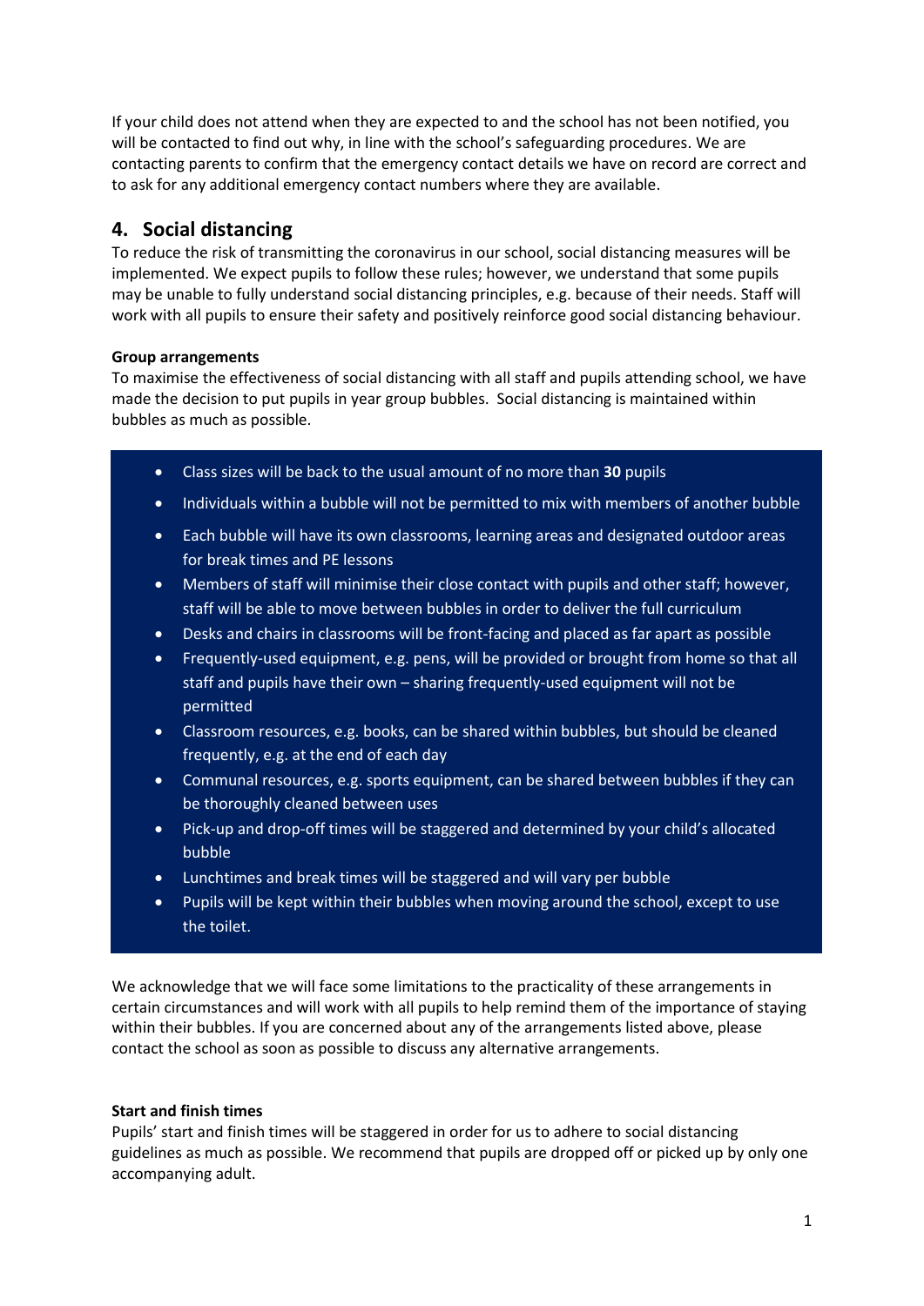If your child does not attend when they are expected to and the school has not been notified, you will be contacted to find out why, in line with the school's safeguarding procedures. We are contacting parents to confirm that the emergency contact details we have on record are correct and to ask for any additional emergency contact numbers where they are available.

## 4. Social distancing

To reduce the risk of transmitting the coronavirus in our school, social distancing measures will be implemented. We expect pupils to follow these rules; however, we understand that some pupils may be unable to fully understand social distancing principles, e.g. because of their needs. Staff will work with all pupils to ensure their safety and positively reinforce good social distancing behaviour.

**Group arrangements**

To maximise the effectiveness of social distancing with all staff and pupils attending school, we have made the decision to put pupils in year group bubbles. Social distancing is maintained within bubbles as much as possible.

- Class sizes will be back to the usual amount of no more than **30** pupils
- Individuals within a bubble will not be permitted to mix with members of another bubble
- Each bubble will have its own classrooms, learning areas and designated outdoor areas for break times and PE lessons
- Members of staff will minimise their close contact with pupils and other staff; however, staff will be able to move between bubbles in order to deliver the full curriculum
- Desks and chairs in classrooms will be front-facing and placed as far apart as possible
- Frequently-used equipment, e.g. pens, will be provided or brought from home so that all staff and pupils have their own – sharing frequently-used equipment will not be permitted
- Classroom resources, e.g. books, can be shared within bubbles, but should be cleaned frequently, e.g. at the end of each day
- Communal resources, e.g. sports equipment, can be shared between bubbles if they can be thoroughly cleaned between uses
- Pick-up and drop-off times will be staggered and determined by your child's allocated bubble
- Lunchtimes and break times will be staggered and will vary per bubble
- Pupils will be kept within their bubbles when moving around the school, except to use the toilet.

We acknowledge that we will face some limitations to the practicality of these arrangements in certain circumstances and will work with all pupils to help remind them of the importance of staying within their bubbles. If you are concerned about any of the arrangements listed above, please contact the school as soon as possible to discuss any alternative arrangements.

**Start and finish times**

Pupils' start and finish times will be staggered in order for us to adhere to social distancing guidelines as much as possible. We recommend that pupils are dropped off or picked up by only one accompanying adult.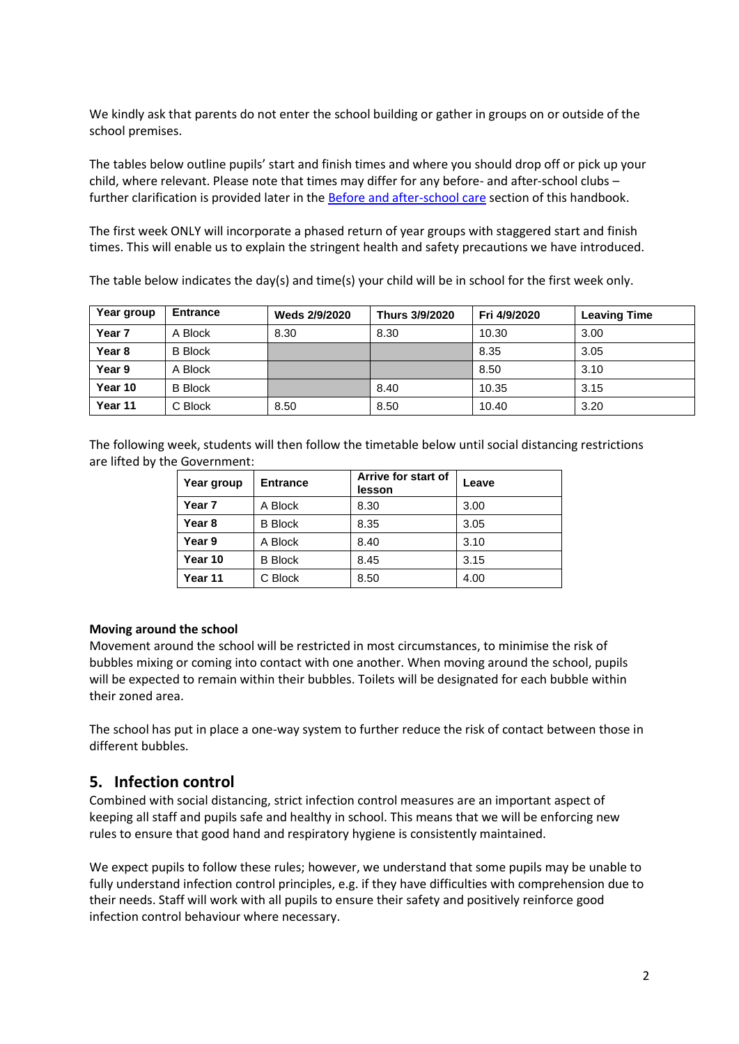We kindly ask that parents do not enter the school building or gather in groups on or outside of the school premises.

The tables below outline pupils' start and finish times and where you should drop off or pick up your child, where relevant. Please note that times may differ for any before- and after-school clubs – further clarification is provided later in the [Before and after-school care] section of this handbook.

The first week ONLY will incorporate a phased return of year groups with staggered start and finish times. This will enable us to explain the stringent health and safety precautions we have introduced.

The table below indicates the day(s) and time(s) your child will be in school for the first week only.

| Year group | Entrance | Weds 2/9/2020 | Thurs 3/9/2020 | Fri 4/9/2020 | Leaving Time |
|---|---|---|---|---|---|
| Year 7 | A Block | 8.30 | 8.30 | 10.30 | 3.00 |
| Year 8 | B Block | | | 8.35 | 3.05 |
| Year 9 | A Block | | | 8.50 | 3.10 |
| Year 10 | B Block | | 8.40 | 10.35 | 3.15 |
| Year 11 | C Block | 8.50 | 8.50 | 10.40 | 3.20 |

The following week, students will then follow the timetable below until social distancing restrictions are lifted by the Government:

| Year group | Entrance | Arrive for start of lesson | Leave |
|---|---|---|---|
| Year 7 | A Block | 8.30 | 3.00 |
| Year 8 | B Block | 8.35 | 3.05 |
| Year 9 | A Block | 8.40 | 3.10 |
| Year 10 | B Block | 8.45 | 3.15 |
| Year 11 | C Block | 8.50 | 4.00 |

**Moving around the school**

Movement around the school will be restricted in most circumstances, to minimise the risk of bubbles mixing or coming into contact with one another. When moving around the school, pupils will be expected to remain within their bubbles. Toilets will be designated for each bubble within their zoned area.

The school has put in place a one-way system to further reduce the risk of contact between those in different bubbles.

## 5. Infection control

Combined with social distancing, strict infection control measures are an important aspect of keeping all staff and pupils safe and healthy in school. This means that we will be enforcing new rules to ensure that good hand and respiratory hygiene is consistently maintained.

We expect pupils to follow these rules; however, we understand that some pupils may be unable to fully understand infection control principles, e.g. if they have difficulties with comprehension due to their needs. Staff will work with all pupils to ensure their safety and positively reinforce good infection control behaviour where necessary.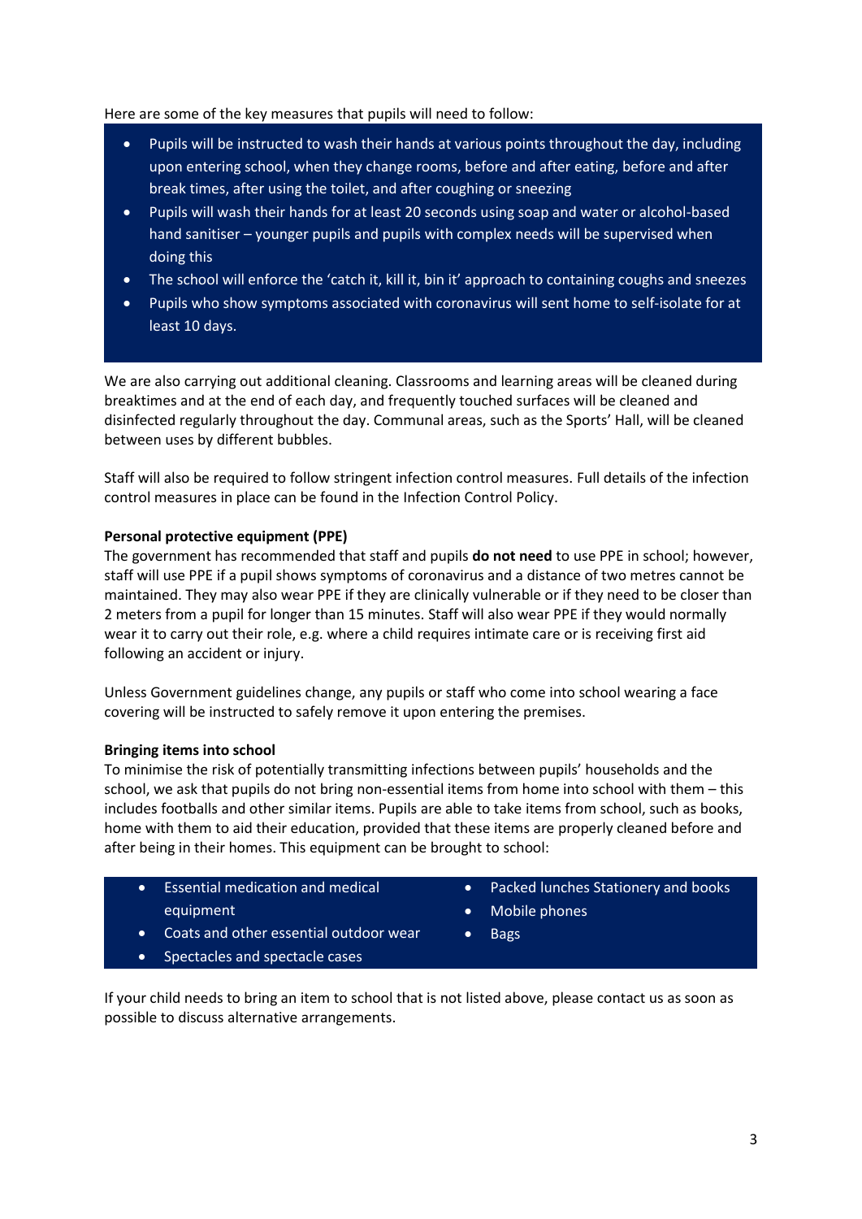Here are some of the key measures that pupils will need to follow:

- Pupils will be instructed to wash their hands at various points throughout the day, including upon entering school, when they change rooms, before and after eating, before and after break times, after using the toilet, and after coughing or sneezing
- Pupils will wash their hands for at least 20 seconds using soap and water or alcohol-based hand sanitiser – younger pupils and pupils with complex needs will be supervised when doing this
- The school will enforce the 'catch it, kill it, bin it' approach to containing coughs and sneezes
- Pupils who show symptoms associated with coronavirus will sent home to self-isolate for at least 10 days.

We are also carrying out additional cleaning. Classrooms and learning areas will be cleaned during breaktimes and at the end of each day, and frequently touched surfaces will be cleaned and disinfected regularly throughout the day. Communal areas, such as the Sports' Hall, will be cleaned between uses by different bubbles.

Staff will also be required to follow stringent infection control measures. Full details of the infection control measures in place can be found in the Infection Control Policy.

**Personal protective equipment (PPE)**

The government has recommended that staff and pupils **do not need** to use PPE in school; however, staff will use PPE if a pupil shows symptoms of coronavirus and a distance of two metres cannot be maintained. They may also wear PPE if they are clinically vulnerable or if they need to be closer than 2 meters from a pupil for longer than 15 minutes. Staff will also wear PPE if they would normally wear it to carry out their role, e.g. where a child requires intimate care or is receiving first aid following an accident or injury.

Unless Government guidelines change, any pupils or staff who come into school wearing a face covering will be instructed to safely remove it upon entering the premises.

**Bringing items into school**

To minimise the risk of potentially transmitting infections between pupils' households and the school, we ask that pupils do not bring non-essential items from home into school with them – this includes footballs and other similar items. Pupils are able to take items from school, such as books, home with them to aid their education, provided that these items are properly cleaned before and after being in their homes. This equipment can be brought to school:

- Essential medication and medical equipment
- Coats and other essential outdoor wear
- Spectacles and spectacle cases
- Packed lunches Stationery and books
- Mobile phones
- Bags

If your child needs to bring an item to school that is not listed above, please contact us as soon as possible to discuss alternative arrangements.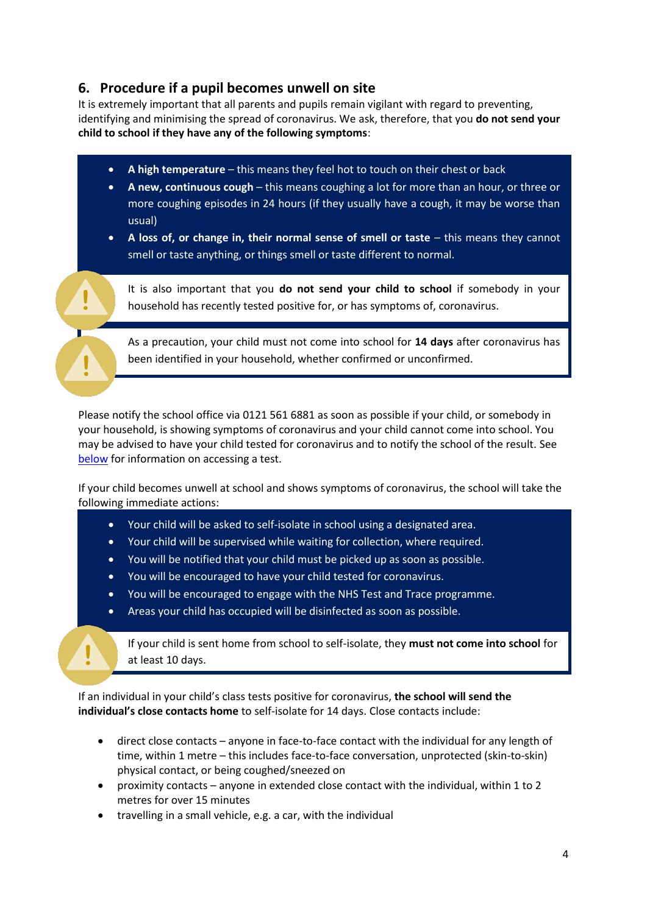## 6. Procedure if a pupil becomes unwell on site

It is extremely important that all parents and pupils remain vigilant with regard to preventing, identifying and minimising the spread of coronavirus. We ask, therefore, that you **do not send your child to school if they have any of the following symptoms**:

- **A high temperature** – this means they feel hot to touch on their chest or back
- **A new, continuous cough** – this means coughing a lot for more than an hour, or three or more coughing episodes in 24 hours (if they usually have a cough, it may be worse than usual)
- **A loss of, or change in, their normal sense of smell or taste** – this means they cannot smell or taste anything, or things smell or taste different to normal.

It is also important that you **do not send your child to school** if somebody in your household has recently tested positive for, or has symptoms of, coronavirus.

As a precaution, your child must not come into school for **14 days** after coronavirus has been identified in your household, whether confirmed or unconfirmed.

Please notify the school office via 0121 561 6881 as soon as possible if your child, or somebody in your household, is showing symptoms of coronavirus and your child cannot come into school. You may be advised to have your child tested for coronavirus and to notify the school of the result. See below for information on accessing a test.

If your child becomes unwell at school and shows symptoms of coronavirus, the school will take the following immediate actions:

- Your child will be asked to self-isolate in school using a designated area.
- Your child will be supervised while waiting for collection, where required.
- You will be notified that your child must be picked up as soon as possible.
- You will be encouraged to have your child tested for coronavirus.
- You will be encouraged to engage with the NHS Test and Trace programme.
- Areas your child has occupied will be disinfected as soon as possible.

If your child is sent home from school to self-isolate, they **must not come into school** for at least 10 days.

If an individual in your child's class tests positive for coronavirus, **the school will send the individual's close contacts home** to self-isolate for 14 days. Close contacts include:

- direct close contacts – anyone in face-to-face contact with the individual for any length of time, within 1 metre – this includes face-to-face conversation, unprotected (skin-to-skin) physical contact, or being coughed/sneezed on
- proximity contacts – anyone in extended close contact with the individual, within 1 to 2 metres for over 15 minutes
- travelling in a small vehicle, e.g. a car, with the individual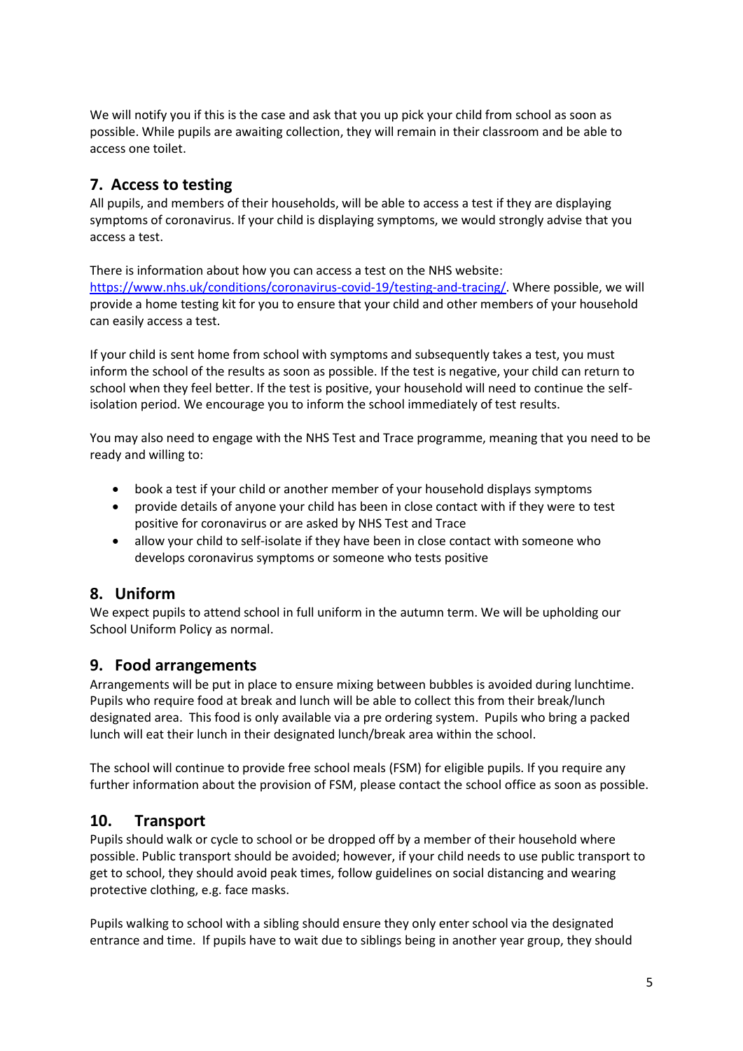We will notify you if this is the case and ask that you up pick your child from school as soon as possible. While pupils are awaiting collection, they will remain in their classroom and be able to access one toilet.

## 7. Access to testing

All pupils, and members of their households, will be able to access a test if they are displaying symptoms of coronavirus. If your child is displaying symptoms, we would strongly advise that you access a test.

There is information about how you can access a test on the NHS website: [https://www.nhs.uk/conditions/coronavirus-covid-19/testing-and-tracing/](https://www.nhs.uk/conditions/coronavirus-covid-19/testing-and-tracing/). Where possible, we will provide a home testing kit for you to ensure that your child and other members of your household can easily access a test.

If your child is sent home from school with symptoms and subsequently takes a test, you must inform the school of the results as soon as possible. If the test is negative, your child can return to school when they feel better. If the test is positive, your household will need to continue the self-isolation period. We encourage you to inform the school immediately of test results.

You may also need to engage with the NHS Test and Trace programme, meaning that you need to be ready and willing to:

- book a test if your child or another member of your household displays symptoms
- provide details of anyone your child has been in close contact with if they were to test positive for coronavirus or are asked by NHS Test and Trace
- allow your child to self-isolate if they have been in close contact with someone who develops coronavirus symptoms or someone who tests positive

## 8. Uniform

We expect pupils to attend school in full uniform in the autumn term. We will be upholding our School Uniform Policy as normal.

## 9. Food arrangements

Arrangements will be put in place to ensure mixing between bubbles is avoided during lunchtime. Pupils who require food at break and lunch will be able to collect this from their break/lunch designated area. This food is only available via a pre ordering system. Pupils who bring a packed lunch will eat their lunch in their designated lunch/break area within the school.

The school will continue to provide free school meals (FSM) for eligible pupils. If you require any further information about the provision of FSM, please contact the school office as soon as possible.

## 10. Transport

Pupils should walk or cycle to school or be dropped off by a member of their household where possible. Public transport should be avoided; however, if your child needs to use public transport to get to school, they should avoid peak times, follow guidelines on social distancing and wearing protective clothing, e.g. face masks.

Pupils walking to school with a sibling should ensure they only enter school via the designated entrance and time. If pupils have to wait due to siblings being in another year group, they should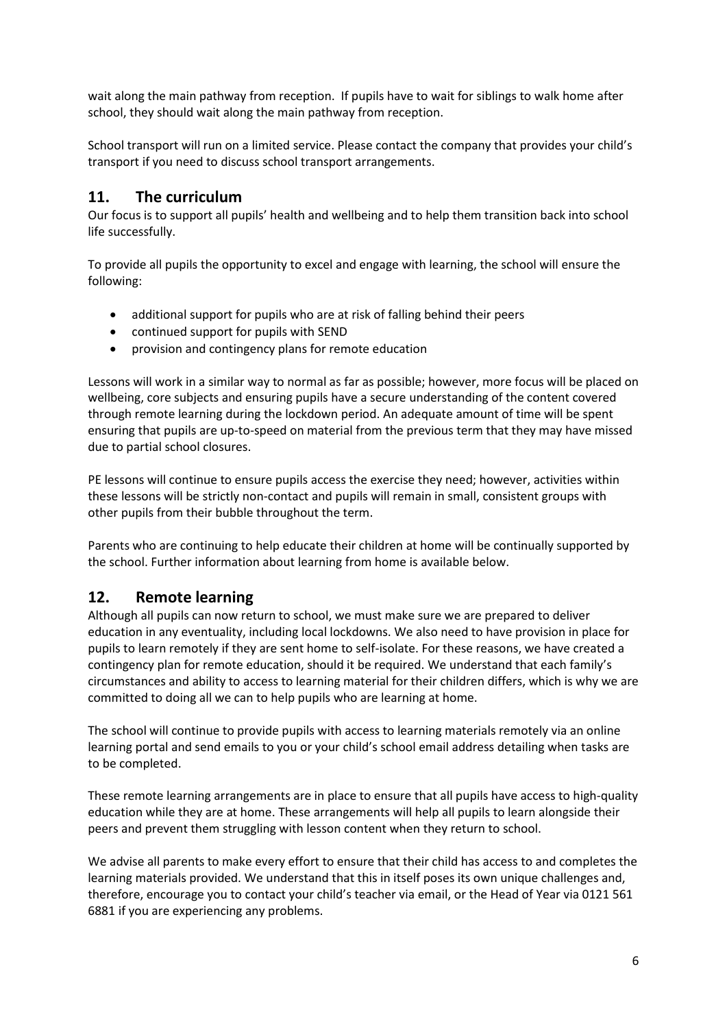wait along the main pathway from reception. If pupils have to wait for siblings to walk home after school, they should wait along the main pathway from reception.

School transport will run on a limited service. Please contact the company that provides your child's transport if you need to discuss school transport arrangements.

## 11. The curriculum

Our focus is to support all pupils' health and wellbeing and to help them transition back into school life successfully.

To provide all pupils the opportunity to excel and engage with learning, the school will ensure the following:

- additional support for pupils who are at risk of falling behind their peers
- continued support for pupils with SEND
- provision and contingency plans for remote education

Lessons will work in a similar way to normal as far as possible; however, more focus will be placed on wellbeing, core subjects and ensuring pupils have a secure understanding of the content covered through remote learning during the lockdown period. An adequate amount of time will be spent ensuring that pupils are up-to-speed on material from the previous term that they may have missed due to partial school closures.

PE lessons will continue to ensure pupils access the exercise they need; however, activities within these lessons will be strictly non-contact and pupils will remain in small, consistent groups with other pupils from their bubble throughout the term.

Parents who are continuing to help educate their children at home will be continually supported by the school. Further information about learning from home is available below.

## 12. Remote learning

Although all pupils can now return to school, we must make sure we are prepared to deliver education in any eventuality, including local lockdowns. We also need to have provision in place for pupils to learn remotely if they are sent home to self-isolate. For these reasons, we have created a contingency plan for remote education, should it be required. We understand that each family's circumstances and ability to access to learning material for their children differs, which is why we are committed to doing all we can to help pupils who are learning at home.

The school will continue to provide pupils with access to learning materials remotely via an online learning portal and send emails to you or your child's school email address detailing when tasks are to be completed.

These remote learning arrangements are in place to ensure that all pupils have access to high-quality education while they are at home. These arrangements will help all pupils to learn alongside their peers and prevent them struggling with lesson content when they return to school.

We advise all parents to make every effort to ensure that their child has access to and completes the learning materials provided. We understand that this in itself poses its own unique challenges and, therefore, encourage you to contact your child's teacher via email, or the Head of Year via 0121 561 6881 if you are experiencing any problems.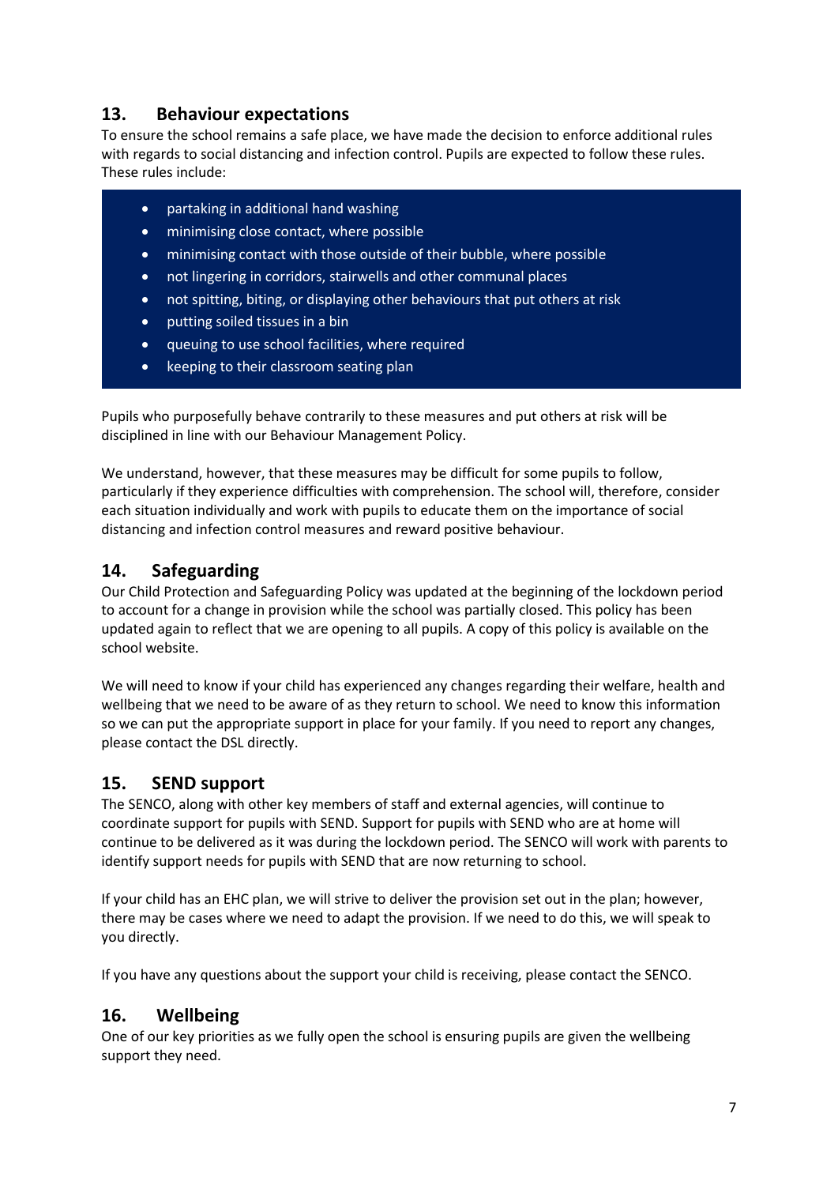## 13. Behaviour expectations

To ensure the school remains a safe place, we have made the decision to enforce additional rules with regards to social distancing and infection control. Pupils are expected to follow these rules. These rules include:

- partaking in additional hand washing
- minimising close contact, where possible
- minimising contact with those outside of their bubble, where possible
- not lingering in corridors, stairwells and other communal places
- not spitting, biting, or displaying other behaviours that put others at risk
- putting soiled tissues in a bin
- queuing to use school facilities, where required
- keeping to their classroom seating plan

Pupils who purposefully behave contrarily to these measures and put others at risk will be disciplined in line with our Behaviour Management Policy.

We understand, however, that these measures may be difficult for some pupils to follow, particularly if they experience difficulties with comprehension. The school will, therefore, consider each situation individually and work with pupils to educate them on the importance of social distancing and infection control measures and reward positive behaviour.

## 14. Safeguarding

Our Child Protection and Safeguarding Policy was updated at the beginning of the lockdown period to account for a change in provision while the school was partially closed. This policy has been updated again to reflect that we are opening to all pupils. A copy of this policy is available on the school website.

We will need to know if your child has experienced any changes regarding their welfare, health and wellbeing that we need to be aware of as they return to school. We need to know this information so we can put the appropriate support in place for your family. If you need to report any changes, please contact the DSL directly.

## 15. SEND support

The SENCO, along with other key members of staff and external agencies, will continue to coordinate support for pupils with SEND. Support for pupils with SEND who are at home will continue to be delivered as it was during the lockdown period. The SENCO will work with parents to identify support needs for pupils with SEND that are now returning to school.

If your child has an EHC plan, we will strive to deliver the provision set out in the plan; however, there may be cases where we need to adapt the provision. If we need to do this, we will speak to you directly.

If you have any questions about the support your child is receiving, please contact the SENCO.

## 16. Wellbeing

One of our key priorities as we fully open the school is ensuring pupils are given the wellbeing support they need.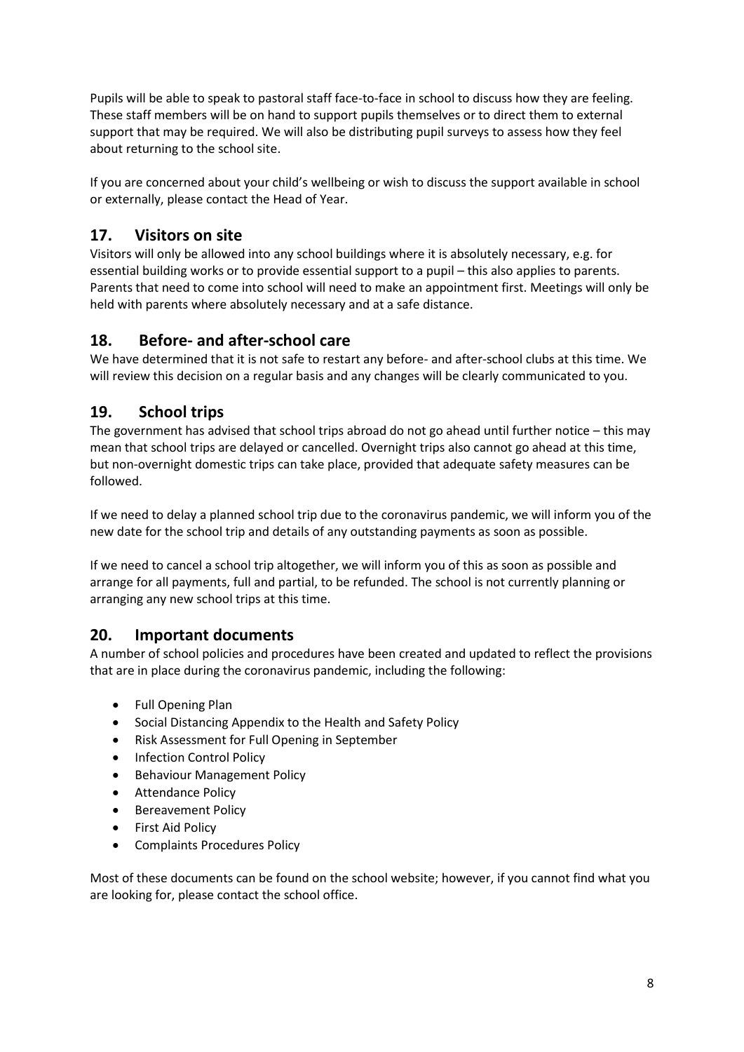Pupils will be able to speak to pastoral staff face-to-face in school to discuss how they are feeling. These staff members will be on hand to support pupils themselves or to direct them to external support that may be required. We will also be distributing pupil surveys to assess how they feel about returning to the school site.

If you are concerned about your child's wellbeing or wish to discuss the support available in school or externally, please contact the Head of Year.

## 17. Visitors on site

Visitors will only be allowed into any school buildings where it is absolutely necessary, e.g. for essential building works or to provide essential support to a pupil – this also applies to parents. Parents that need to come into school will need to make an appointment first. Meetings will only be held with parents where absolutely necessary and at a safe distance.

## 18. Before- and after-school care

We have determined that it is not safe to restart any before- and after-school clubs at this time. We will review this decision on a regular basis and any changes will be clearly communicated to you.

## 19. School trips

The government has advised that school trips abroad do not go ahead until further notice – this may mean that school trips are delayed or cancelled. Overnight trips also cannot go ahead at this time, but non-overnight domestic trips can take place, provided that adequate safety measures can be followed.

If we need to delay a planned school trip due to the coronavirus pandemic, we will inform you of the new date for the school trip and details of any outstanding payments as soon as possible.

If we need to cancel a school trip altogether, we will inform you of this as soon as possible and arrange for all payments, full and partial, to be refunded. The school is not currently planning or arranging any new school trips at this time.

## 20. Important documents

A number of school policies and procedures have been created and updated to reflect the provisions that are in place during the coronavirus pandemic, including the following:

- Full Opening Plan
- Social Distancing Appendix to the Health and Safety Policy
- Risk Assessment for Full Opening in September
- Infection Control Policy
- Behaviour Management Policy
- Attendance Policy
- Bereavement Policy
- First Aid Policy
- Complaints Procedures Policy

Most of these documents can be found on the school website; however, if you cannot find what you are looking for, please contact the school office.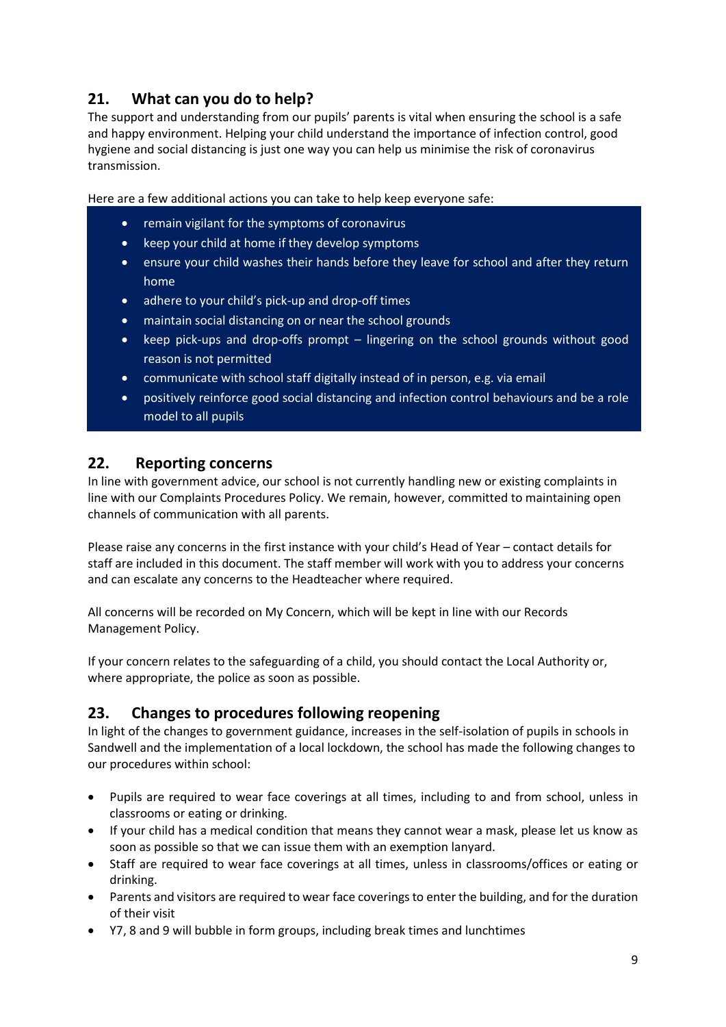## 21. What can you do to help?

The support and understanding from our pupils' parents is vital when ensuring the school is a safe and happy environment. Helping your child understand the importance of infection control, good hygiene and social distancing is just one way you can help us minimise the risk of coronavirus transmission.

Here are a few additional actions you can take to help keep everyone safe:

- remain vigilant for the symptoms of coronavirus
- keep your child at home if they develop symptoms
- ensure your child washes their hands before they leave for school and after they return home
- adhere to your child's pick-up and drop-off times
- maintain social distancing on or near the school grounds
- keep pick-ups and drop-offs prompt – lingering on the school grounds without good reason is not permitted
- communicate with school staff digitally instead of in person, e.g. via email
- positively reinforce good social distancing and infection control behaviours and be a role model to all pupils

## 22. Reporting concerns

In line with government advice, our school is not currently handling new or existing complaints in line with our Complaints Procedures Policy. We remain, however, committed to maintaining open channels of communication with all parents.

Please raise any concerns in the first instance with your child's Head of Year – contact details for staff are included in this document. The staff member will work with you to address your concerns and can escalate any concerns to the Headteacher where required.

All concerns will be recorded on My Concern, which will be kept in line with our Records Management Policy.

If your concern relates to the safeguarding of a child, you should contact the Local Authority or, where appropriate, the police as soon as possible.

## 23. Changes to procedures following reopening

In light of the changes to government guidance, increases in the self-isolation of pupils in schools in Sandwell and the implementation of a local lockdown, the school has made the following changes to our procedures within school:

- Pupils are required to wear face coverings at all times, including to and from school, unless in classrooms or eating or drinking.
- If your child has a medical condition that means they cannot wear a mask, please let us know as soon as possible so that we can issue them with an exemption lanyard.
- Staff are required to wear face coverings at all times, unless in classrooms/offices or eating or drinking.
- Parents and visitors are required to wear face coverings to enter the building, and for the duration of their visit
- Y7, 8 and 9 will bubble in form groups, including break times and lunchtimes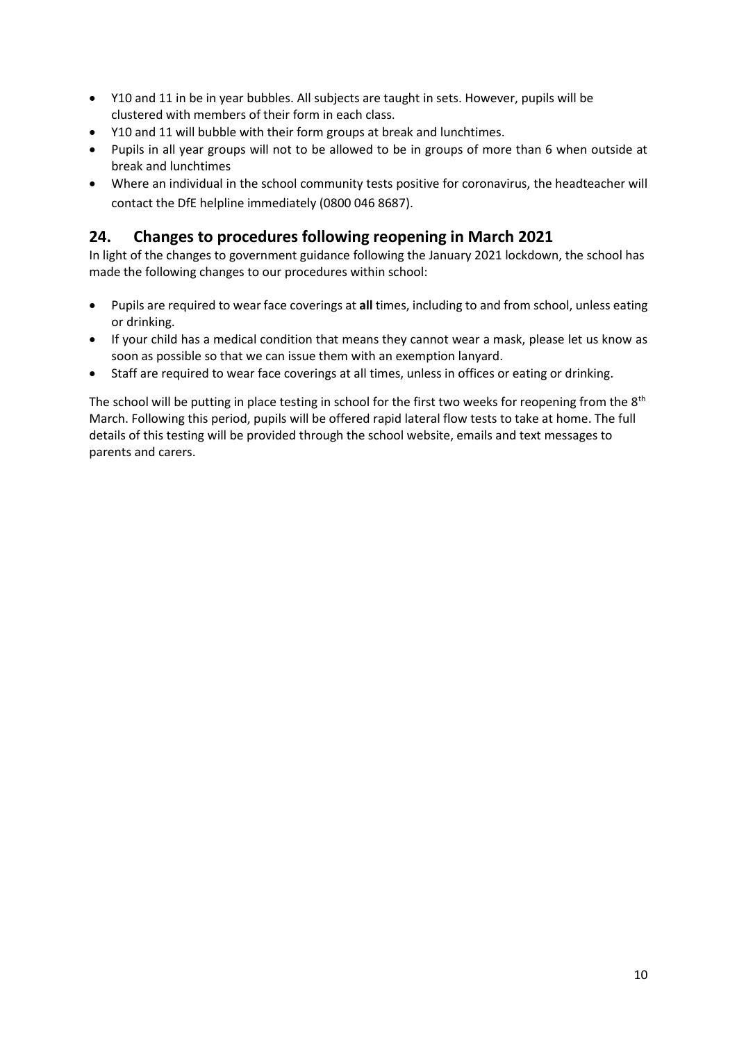- Y10 and 11 in be in year bubbles. All subjects are taught in sets. However, pupils will be clustered with members of their form in each class.
- Y10 and 11 will bubble with their form groups at break and lunchtimes.
- Pupils in all year groups will not to be allowed to be in groups of more than 6 when outside at break and lunchtimes
- Where an individual in the school community tests positive for coronavirus, the headteacher will contact the DfE helpline immediately (0800 046 8687).

## 24. Changes to procedures following reopening in March 2021

In light of the changes to government guidance following the January 2021 lockdown, the school has made the following changes to our procedures within school:

- Pupils are required to wear face coverings at **all** times, including to and from school, unless eating or drinking.
- If your child has a medical condition that means they cannot wear a mask, please let us know as soon as possible so that we can issue them with an exemption lanyard.
- Staff are required to wear face coverings at all times, unless in offices or eating or drinking.

The school will be putting in place testing in school for the first two weeks for reopening from the 8th March. Following this period, pupils will be offered rapid lateral flow tests to take at home. The full details of this testing will be provided through the school website, emails and text messages to parents and carers.